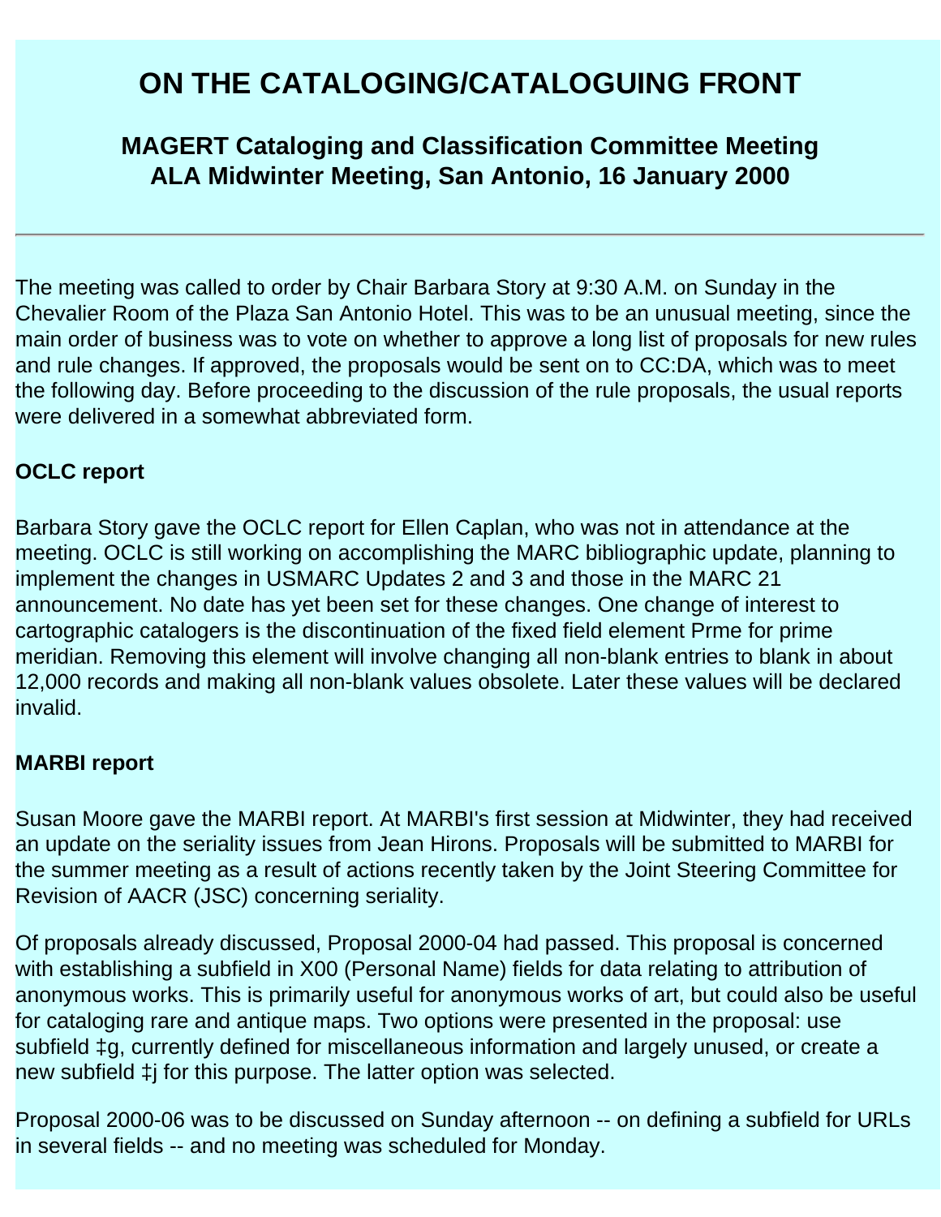# ON THE CATALOGING/CATALOGUING FRONT

## MAGERT Cataloging and Classification Committee Meeting
## ALA Midwinter Meeting, San Antonio, 16 January 2000

---

The meeting was called to order by Chair Barbara Story at 9:30 A.M. on Sunday in the Chevalier Room of the Plaza San Antonio Hotel. This was to be an unusual meeting, since the main order of business was to vote on whether to approve a long list of proposals for new rules and rule changes. If approved, the proposals would be sent on to CC:DA, which was to meet the following day. Before proceeding to the discussion of the rule proposals, the usual reports were delivered in a somewhat abbreviated form.

**OCLC report**

Barbara Story gave the OCLC report for Ellen Caplan, who was not in attendance at the meeting. OCLC is still working on accomplishing the MARC bibliographic update, planning to implement the changes in USMARC Updates 2 and 3 and those in the MARC 21 announcement. No date has yet been set for these changes. One change of interest to cartographic catalogers is the discontinuation of the fixed field element Prme for prime meridian. Removing this element will involve changing all non-blank entries to blank in about 12,000 records and making all non-blank values obsolete. Later these values will be declared invalid.

**MARBI report**

Susan Moore gave the MARBI report. At MARBI's first session at Midwinter, they had received an update on the seriality issues from Jean Hirons. Proposals will be submitted to MARBI for the summer meeting as a result of actions recently taken by the Joint Steering Committee for Revision of AACR (JSC) concerning seriality.

Of proposals already discussed, Proposal 2000-04 had passed. This proposal is concerned with establishing a subfield in X00 (Personal Name) fields for data relating to attribution of anonymous works. This is primarily useful for anonymous works of art, but could also be useful for cataloging rare and antique maps. Two options were presented in the proposal: use subfield ‡g, currently defined for miscellaneous information and largely unused, or create a new subfield ‡j for this purpose. The latter option was selected.

Proposal 2000-06 was to be discussed on Sunday afternoon -- on defining a subfield for URLs in several fields -- and no meeting was scheduled for Monday.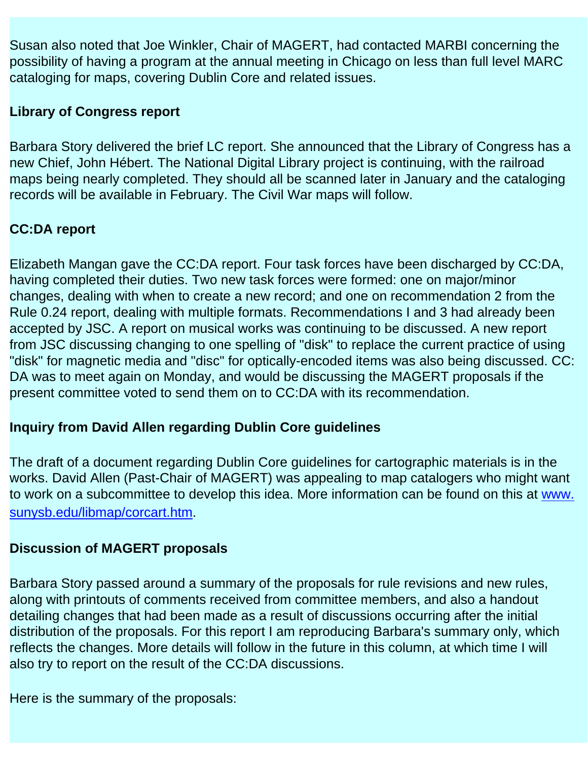Susan also noted that Joe Winkler, Chair of MAGERT, had contacted MARBI concerning the possibility of having a program at the annual meeting in Chicago on less than full level MARC cataloging for maps, covering Dublin Core and related issues.

**Library of Congress report**

Barbara Story delivered the brief LC report. She announced that the Library of Congress has a new Chief, John Hébert. The National Digital Library project is continuing, with the railroad maps being nearly completed. They should all be scanned later in January and the cataloging records will be available in February. The Civil War maps will follow.

**CC:DA report**

Elizabeth Mangan gave the CC:DA report. Four task forces have been discharged by CC:DA, having completed their duties. Two new task forces were formed: one on major/minor changes, dealing with when to create a new record; and one on recommendation 2 from the Rule 0.24 report, dealing with multiple formats. Recommendations I and 3 had already been accepted by JSC. A report on musical works was continuing to be discussed. A new report from JSC discussing changing to one spelling of "disk" to replace the current practice of using "disk" for magnetic media and "disc" for optically-encoded items was also being discussed. CC: DA was to meet again on Monday, and would be discussing the MAGERT proposals if the present committee voted to send them on to CC:DA with its recommendation.

**Inquiry from David Allen regarding Dublin Core guidelines**

The draft of a document regarding Dublin Core guidelines for cartographic materials is in the works. David Allen (Past-Chair of MAGERT) was appealing to map catalogers who might want to work on a subcommittee to develop this idea. More information can be found on this at [www.sunysb.edu/libmap/corcart.htm](www.sunysb.edu/libmap/corcart.htm).

**Discussion of MAGERT proposals**

Barbara Story passed around a summary of the proposals for rule revisions and new rules, along with printouts of comments received from committee members, and also a handout detailing changes that had been made as a result of discussions occurring after the initial distribution of the proposals. For this report I am reproducing Barbara's summary only, which reflects the changes. More details will follow in the future in this column, at which time I will also try to report on the result of the CC:DA discussions.

Here is the summary of the proposals: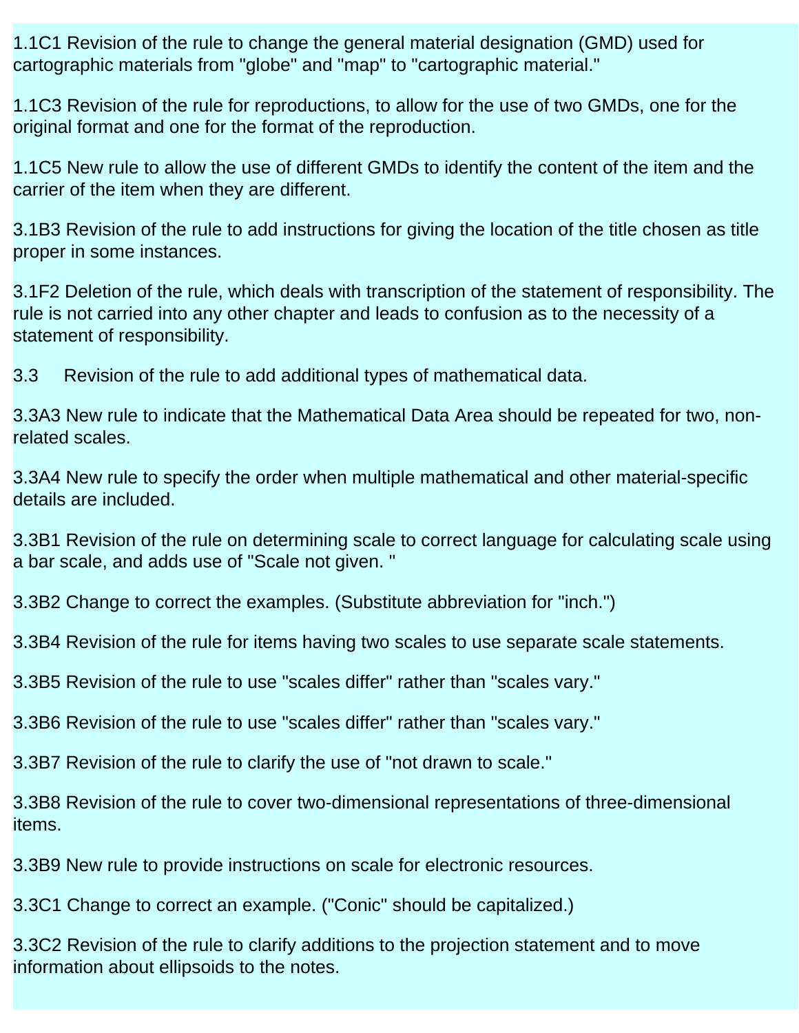1.1C1 Revision of the rule to change the general material designation (GMD) used for cartographic materials from "globe" and "map" to "cartographic material."

1.1C3 Revision of the rule for reproductions, to allow for the use of two GMDs, one for the original format and one for the format of the reproduction.

1.1C5 New rule to allow the use of different GMDs to identify the content of the item and the carrier of the item when they are different.

3.1B3 Revision of the rule to add instructions for giving the location of the title chosen as title proper in some instances.

3.1F2 Deletion of the rule, which deals with transcription of the statement of responsibility. The rule is not carried into any other chapter and leads to confusion as to the necessity of a statement of responsibility.

3.3 Revision of the rule to add additional types of mathematical data.

3.3A3 New rule to indicate that the Mathematical Data Area should be repeated for two, non-related scales.

3.3A4 New rule to specify the order when multiple mathematical and other material-specific details are included.

3.3B1 Revision of the rule on determining scale to correct language for calculating scale using a bar scale, and adds use of "Scale not given. "

3.3B2 Change to correct the examples. (Substitute abbreviation for "inch.")

3.3B4 Revision of the rule for items having two scales to use separate scale statements.

3.3B5 Revision of the rule to use "scales differ" rather than "scales vary."

3.3B6 Revision of the rule to use "scales differ" rather than "scales vary."

3.3B7 Revision of the rule to clarify the use of "not drawn to scale."

3.3B8 Revision of the rule to cover two-dimensional representations of three-dimensional items.

3.3B9 New rule to provide instructions on scale for electronic resources.

3.3C1 Change to correct an example. ("Conic" should be capitalized.)

3.3C2 Revision of the rule to clarify additions to the projection statement and to move information about ellipsoids to the notes.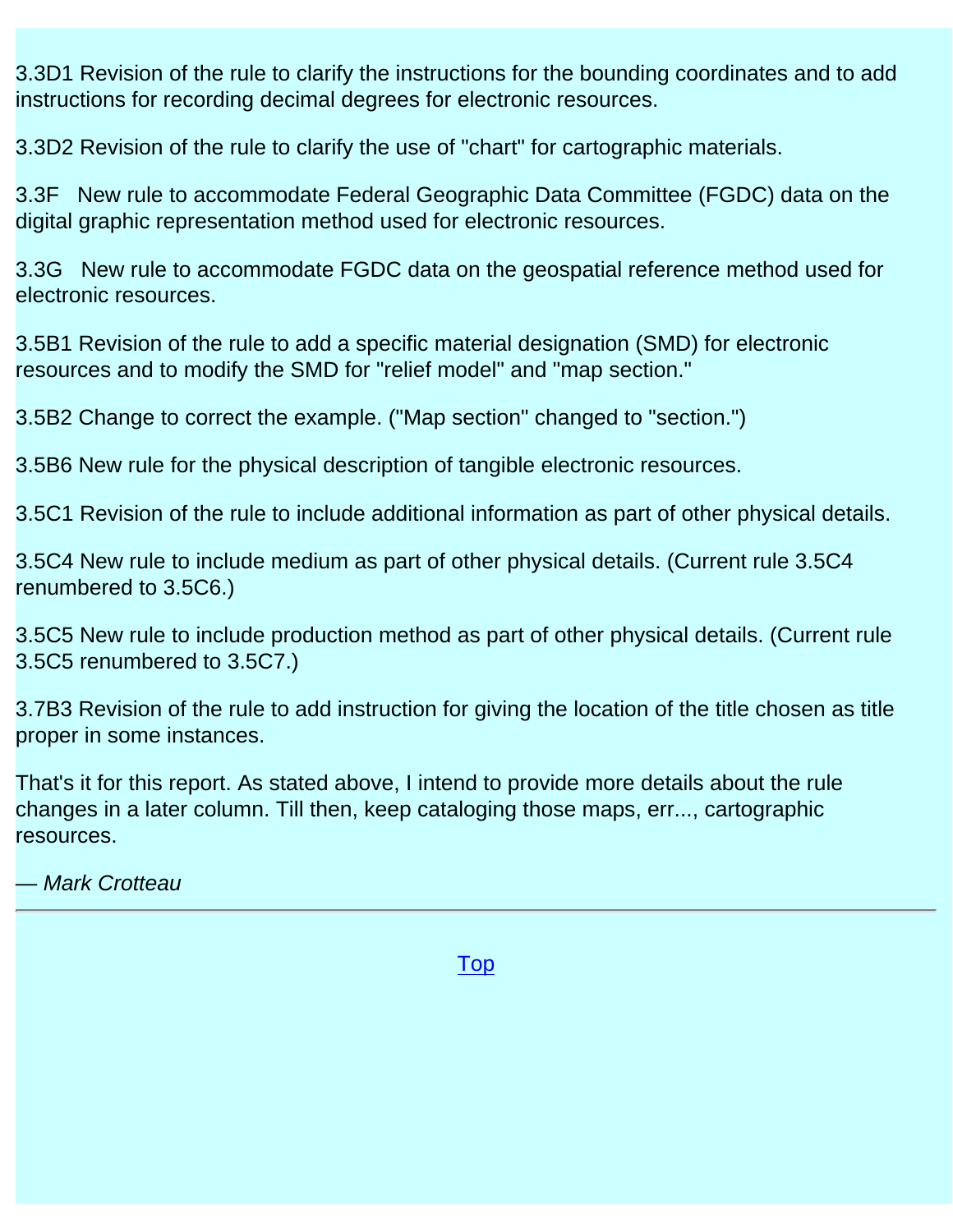3.3D1 Revision of the rule to clarify the instructions for the bounding coordinates and to add instructions for recording decimal degrees for electronic resources.

3.3D2 Revision of the rule to clarify the use of "chart" for cartographic materials.

3.3F New rule to accommodate Federal Geographic Data Committee (FGDC) data on the digital graphic representation method used for electronic resources.

3.3G New rule to accommodate FGDC data on the geospatial reference method used for electronic resources.

3.5B1 Revision of the rule to add a specific material designation (SMD) for electronic resources and to modify the SMD for "relief model" and "map section."

3.5B2 Change to correct the example. ("Map section" changed to "section.")

3.5B6 New rule for the physical description of tangible electronic resources.

3.5C1 Revision of the rule to include additional information as part of other physical details.

3.5C4 New rule to include medium as part of other physical details. (Current rule 3.5C4 renumbered to 3.5C6.)

3.5C5 New rule to include production method as part of other physical details. (Current rule 3.5C5 renumbered to 3.5C7.)

3.7B3 Revision of the rule to add instruction for giving the location of the title chosen as title proper in some instances.

That's it for this report. As stated above, I intend to provide more details about the rule changes in a later column. Till then, keep cataloging those maps, err..., cartographic resources.

— *Mark Crotteau*

---

Top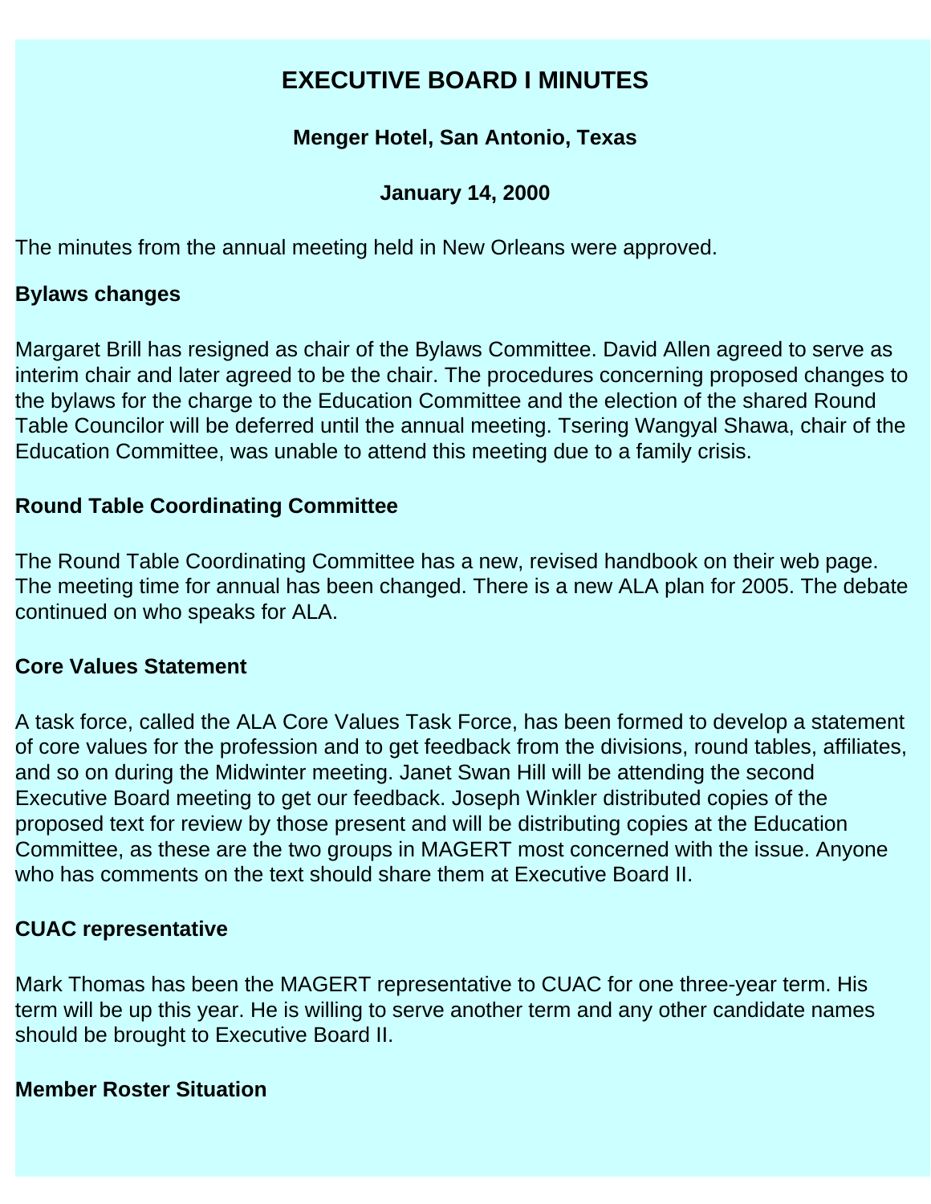## EXECUTIVE BOARD I MINUTES

### Menger Hotel, San Antonio, Texas

### January 14, 2000

The minutes from the annual meeting held in New Orleans were approved.

**Bylaws changes**

Margaret Brill has resigned as chair of the Bylaws Committee. David Allen agreed to serve as interim chair and later agreed to be the chair. The procedures concerning proposed changes to the bylaws for the charge to the Education Committee and the election of the shared Round Table Councilor will be deferred until the annual meeting. Tsering Wangyal Shawa, chair of the Education Committee, was unable to attend this meeting due to a family crisis.

**Round Table Coordinating Committee**

The Round Table Coordinating Committee has a new, revised handbook on their web page. The meeting time for annual has been changed. There is a new ALA plan for 2005. The debate continued on who speaks for ALA.

**Core Values Statement**

A task force, called the ALA Core Values Task Force, has been formed to develop a statement of core values for the profession and to get feedback from the divisions, round tables, affiliates, and so on during the Midwinter meeting. Janet Swan Hill will be attending the second Executive Board meeting to get our feedback. Joseph Winkler distributed copies of the proposed text for review by those present and will be distributing copies at the Education Committee, as these are the two groups in MAGERT most concerned with the issue. Anyone who has comments on the text should share them at Executive Board II.

**CUAC representative**

Mark Thomas has been the MAGERT representative to CUAC for one three-year term. His term will be up this year. He is willing to serve another term and any other candidate names should be brought to Executive Board II.

**Member Roster Situation**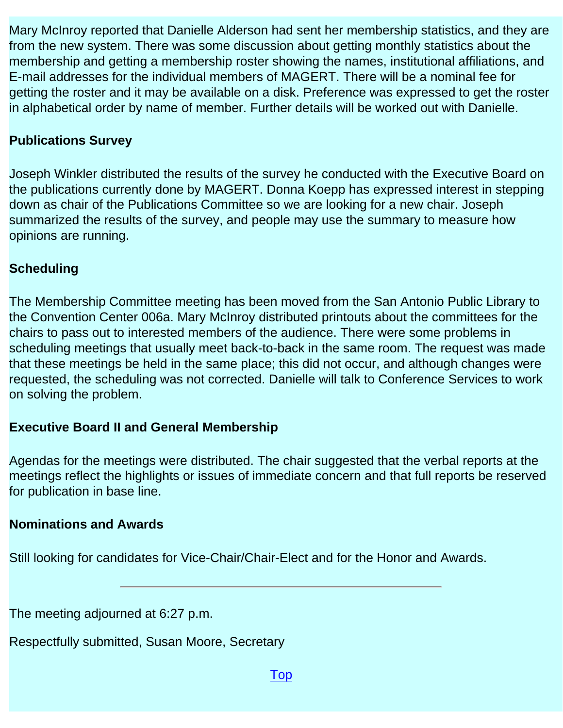Mary McInroy reported that Danielle Alderson had sent her membership statistics, and they are from the new system. There was some discussion about getting monthly statistics about the membership and getting a membership roster showing the names, institutional affiliations, and E-mail addresses for the individual members of MAGERT. There will be a nominal fee for getting the roster and it may be available on a disk. Preference was expressed to get the roster in alphabetical order by name of member. Further details will be worked out with Danielle.

**Publications Survey**

Joseph Winkler distributed the results of the survey he conducted with the Executive Board on the publications currently done by MAGERT. Donna Koepp has expressed interest in stepping down as chair of the Publications Committee so we are looking for a new chair. Joseph summarized the results of the survey, and people may use the summary to measure how opinions are running.

**Scheduling**

The Membership Committee meeting has been moved from the San Antonio Public Library to the Convention Center 006a. Mary McInroy distributed printouts about the committees for the chairs to pass out to interested members of the audience. There were some problems in scheduling meetings that usually meet back-to-back in the same room. The request was made that these meetings be held in the same place; this did not occur, and although changes were requested, the scheduling was not corrected. Danielle will talk to Conference Services to work on solving the problem.

**Executive Board II and General Membership**

Agendas for the meetings were distributed. The chair suggested that the verbal reports at the meetings reflect the highlights or issues of immediate concern and that full reports be reserved for publication in base line.

**Nominations and Awards**

Still looking for candidates for Vice-Chair/Chair-Elect and for the Honor and Awards.

---

The meeting adjourned at 6:27 p.m.

Respectfully submitted, Susan Moore, Secretary

Top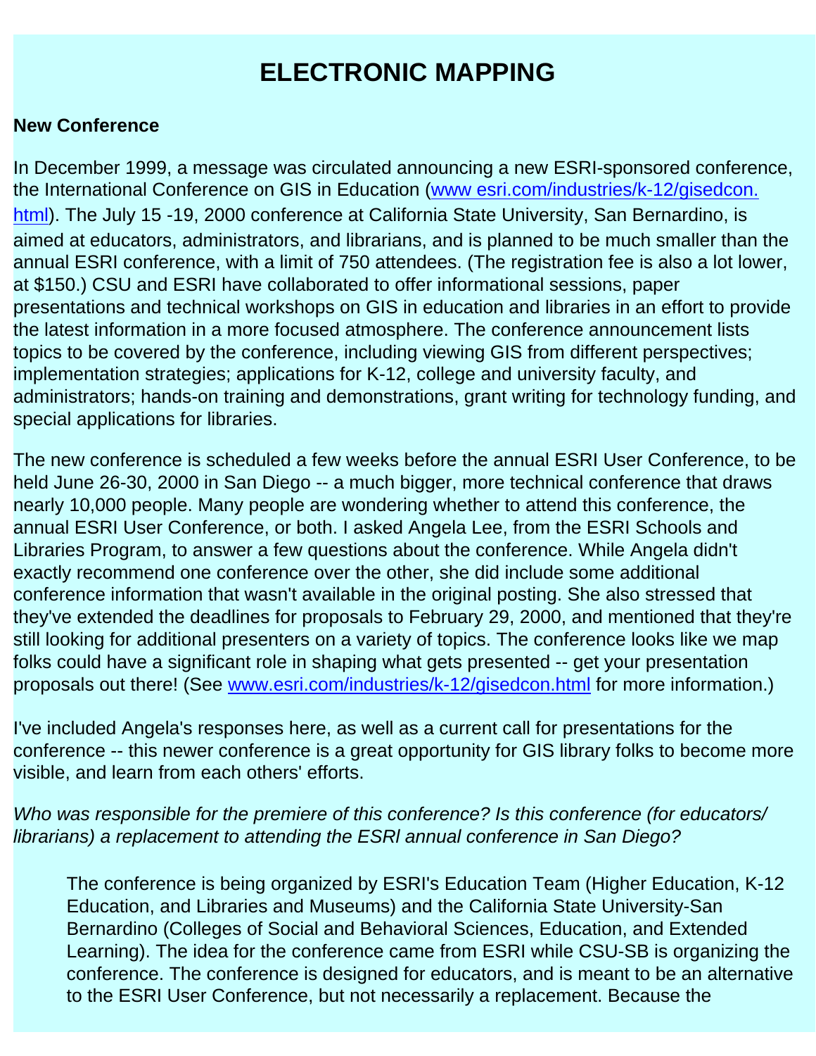# ELECTRONIC MAPPING

**New Conference**

In December 1999, a message was circulated announcing a new ESRI-sponsored conference, the International Conference on GIS in Education (www esri.com/industries/k-12/gisedcon.html). The July 15 -19, 2000 conference at California State University, San Bernardino, is aimed at educators, administrators, and librarians, and is planned to be much smaller than the annual ESRI conference, with a limit of 750 attendees. (The registration fee is also a lot lower, at $150.) CSU and ESRI have collaborated to offer informational sessions, paper presentations and technical workshops on GIS in education and libraries in an effort to provide the latest information in a more focused atmosphere. The conference announcement lists topics to be covered by the conference, including viewing GIS from different perspectives; implementation strategies; applications for K-12, college and university faculty, and administrators; hands-on training and demonstrations, grant writing for technology funding, and special applications for libraries.

The new conference is scheduled a few weeks before the annual ESRI User Conference, to be held June 26-30, 2000 in San Diego -- a much bigger, more technical conference that draws nearly 10,000 people. Many people are wondering whether to attend this conference, the annual ESRI User Conference, or both. I asked Angela Lee, from the ESRI Schools and Libraries Program, to answer a few questions about the conference. While Angela didn't exactly recommend one conference over the other, she did include some additional conference information that wasn't available in the original posting. She also stressed that they've extended the deadlines for proposals to February 29, 2000, and mentioned that they're still looking for additional presenters on a variety of topics. The conference looks like we map folks could have a significant role in shaping what gets presented -- get your presentation proposals out there! (See www.esri.com/industries/k-12/gisedcon.html for more information.)

I've included Angela's responses here, as well as a current call for presentations for the conference -- this newer conference is a great opportunity for GIS library folks to become more visible, and learn from each others' efforts.

*Who was responsible for the premiere of this conference? Is this conference (for educators/ librarians) a replacement to attending the ESRI annual conference in San Diego?*

> The conference is being organized by ESRI's Education Team (Higher Education, K-12 Education, and Libraries and Museums) and the California State University-San Bernardino (Colleges of Social and Behavioral Sciences, Education, and Extended Learning). The idea for the conference came from ESRI while CSU-SB is organizing the conference. The conference is designed for educators, and is meant to be an alternative to the ESRI User Conference, but not necessarily a replacement. Because the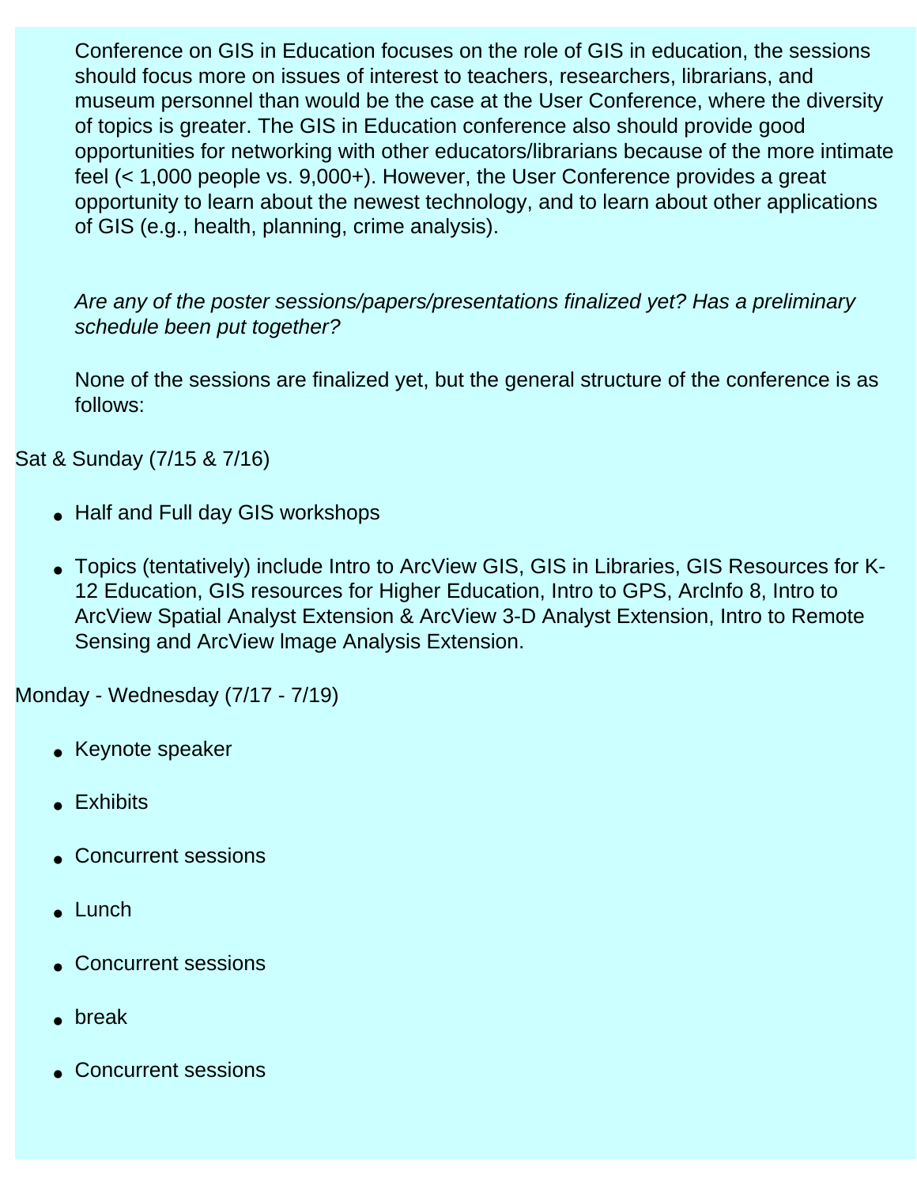Conference on GIS in Education focuses on the role of GIS in education, the sessions should focus more on issues of interest to teachers, researchers, librarians, and museum personnel than would be the case at the User Conference, where the diversity of topics is greater. The GIS in Education conference also should provide good opportunities for networking with other educators/librarians because of the more intimate feel (< 1,000 people vs. 9,000+). However, the User Conference provides a great opportunity to learn about the newest technology, and to learn about other applications of GIS (e.g., health, planning, crime analysis).

*Are any of the poster sessions/papers/presentations finalized yet? Has a preliminary schedule been put together?*

None of the sessions are finalized yet, but the general structure of the conference is as follows:

Sat & Sunday (7/15 & 7/16)

- Half and Full day GIS workshops
- Topics (tentatively) include Intro to ArcView GIS, GIS in Libraries, GIS Resources for K-12 Education, GIS resources for Higher Education, Intro to GPS, ArcInfo 8, Intro to ArcView Spatial Analyst Extension & ArcView 3-D Analyst Extension, Intro to Remote Sensing and ArcView Image Analysis Extension.

Monday - Wednesday (7/17 - 7/19)

- Keynote speaker
- Exhibits
- Concurrent sessions
- Lunch
- Concurrent sessions
- break
- Concurrent sessions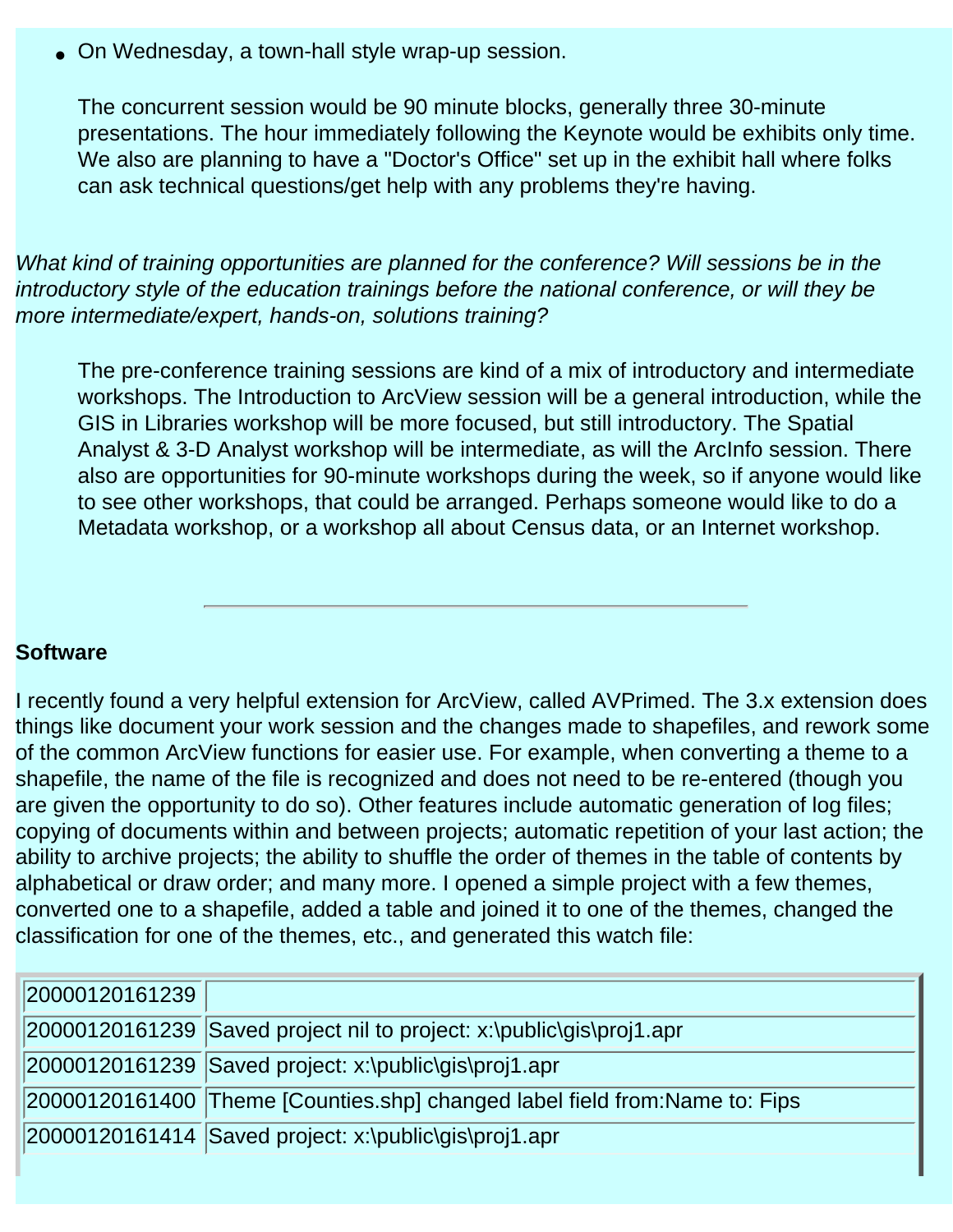- On Wednesday, a town-hall style wrap-up session.

  The concurrent session would be 90 minute blocks, generally three 30-minute presentations. The hour immediately following the Keynote would be exhibits only time. We also are planning to have a "Doctor's Office" set up in the exhibit hall where folks can ask technical questions/get help with any problems they're having.

*What kind of training opportunities are planned for the conference? Will sessions be in the introductory style of the education trainings before the national conference, or will they be more intermediate/expert, hands-on, solutions training?*

> The pre-conference training sessions are kind of a mix of introductory and intermediate workshops. The Introduction to ArcView session will be a general introduction, while the GIS in Libraries workshop will be more focused, but still introductory. The Spatial Analyst & 3-D Analyst workshop will be intermediate, as will the ArcInfo session. There also are opportunities for 90-minute workshops during the week, so if anyone would like to see other workshops, that could be arranged. Perhaps someone would like to do a Metadata workshop, or a workshop all about Census data, or an Internet workshop.

---

**Software**

I recently found a very helpful extension for ArcView, called AVPrimed. The 3.x extension does things like document your work session and the changes made to shapefiles, and rework some of the common ArcView functions for easier use. For example, when converting a theme to a shapefile, the name of the file is recognized and does not need to be re-entered (though you are given the opportunity to do so). Other features include automatic generation of log files; copying of documents within and between projects; automatic repetition of your last action; the ability to archive projects; the ability to shuffle the order of themes in the table of contents by alphabetical or draw order; and many more. I opened a simple project with a few themes, converted one to a shapefile, added a table and joined it to one of the themes, changed the classification for one of the themes, etc., and generated this watch file:

| | |
|---|---|
| 20000120161239 | |
| 20000120161239 | Saved project nil to project: x:\public\gis\proj1.apr |
| 20000120161239 | Saved project: x:\public\gis\proj1.apr |
| 20000120161400 | Theme [Counties.shp] changed label field from:Name to: Fips |
| 20000120161414 | Saved project: x:\public\gis\proj1.apr |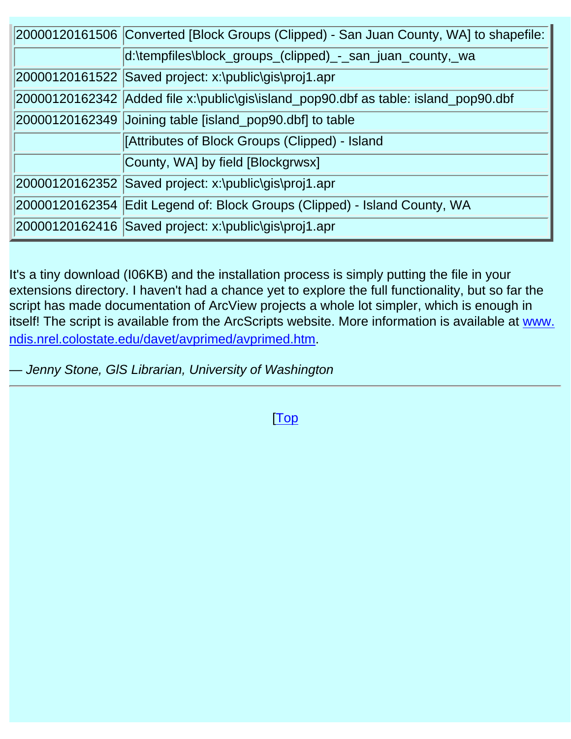| | |
|---|---|
| 20000120161506 | Converted [Block Groups (Clipped) - San Juan County, WA] to shapefile: |
| | d:\tempfiles\block_groups_(clipped)_-_san_juan_county,_wa |
| 20000120161522 | Saved project: x:\public\gis\proj1.apr |
| 20000120162342 | Added file x:\public\gis\island_pop90.dbf as table: island_pop90.dbf |
| 20000120162349 | Joining table [island_pop90.dbf] to table |
| | [Attributes of Block Groups (Clipped) - Island |
| | County, WA] by field [Blockgrwsx] |
| 20000120162352 | Saved project: x:\public\gis\proj1.apr |
| 20000120162354 | Edit Legend of: Block Groups (Clipped) - Island County, WA |
| 20000120162416 | Saved project: x:\public\gis\proj1.apr |

It's a tiny download (I06KB) and the installation process is simply putting the file in your extensions directory. I haven't had a chance yet to explore the full functionality, but so far the script has made documentation of ArcView projects a whole lot simpler, which is enough in itself! The script is available from the ArcScripts website. More information is available at www.ndis.nrel.colostate.edu/davet/avprimed/avprimed.htm.

*— Jenny Stone, GIS Librarian, University of Washington*

---

[Top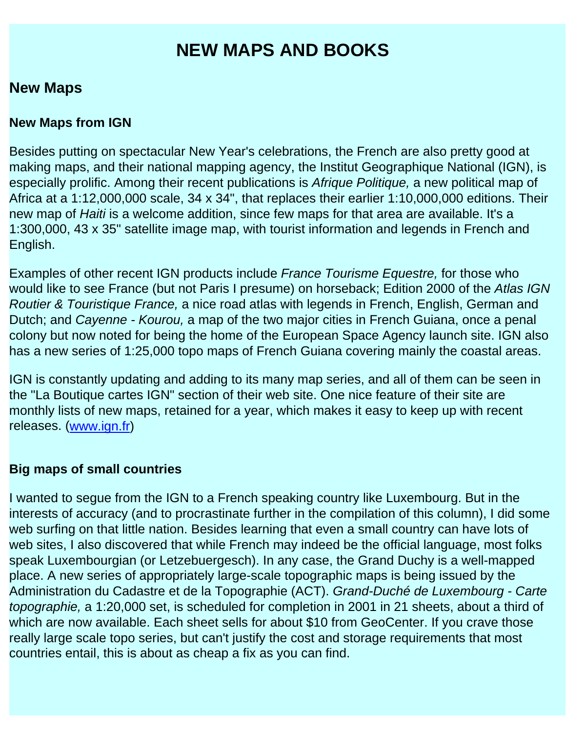# NEW MAPS AND BOOKS

## New Maps

### New Maps from IGN

Besides putting on spectacular New Year's celebrations, the French are also pretty good at making maps, and their national mapping agency, the Institut Geographique National (IGN), is especially prolific. Among their recent publications is *Afrique Politique,* a new political map of Africa at a 1:12,000,000 scale, 34 x 34", that replaces their earlier 1:10,000,000 editions. Their new map of *Haiti* is a welcome addition, since few maps for that area are available. It's a 1:300,000, 43 x 35" satellite image map, with tourist information and legends in French and English.

Examples of other recent IGN products include *France Tourisme Equestre,* for those who would like to see France (but not Paris I presume) on horseback; Edition 2000 of the *Atlas IGN Routier & Touristique France,* a nice road atlas with legends in French, English, German and Dutch; and *Cayenne - Kourou,* a map of the two major cities in French Guiana, once a penal colony but now noted for being the home of the European Space Agency launch site. IGN also has a new series of 1:25,000 topo maps of French Guiana covering mainly the coastal areas.

IGN is constantly updating and adding to its many map series, and all of them can be seen in the "La Boutique cartes IGN" section of their web site. One nice feature of their site are monthly lists of new maps, retained for a year, which makes it easy to keep up with recent releases. ([www.ign.fr](http://www.ign.fr))

### Big maps of small countries

I wanted to segue from the IGN to a French speaking country like Luxembourg. But in the interests of accuracy (and to procrastinate further in the compilation of this column), I did some web surfing on that little nation. Besides learning that even a small country can have lots of web sites, I also discovered that while French may indeed be the official language, most folks speak Luxembourgian (or Letzebuergesch). In any case, the Grand Duchy is a well-mapped place. A new series of appropriately large-scale topographic maps is being issued by the Administration du Cadastre et de la Topographie (ACT). *Grand-Duché de Luxembourg - Carte topographie,* a 1:20,000 set, is scheduled for completion in 2001 in 21 sheets, about a third of which are now available. Each sheet sells for about $10 from GeoCenter. If you crave those really large scale topo series, but can't justify the cost and storage requirements that most countries entail, this is about as cheap a fix as you can find.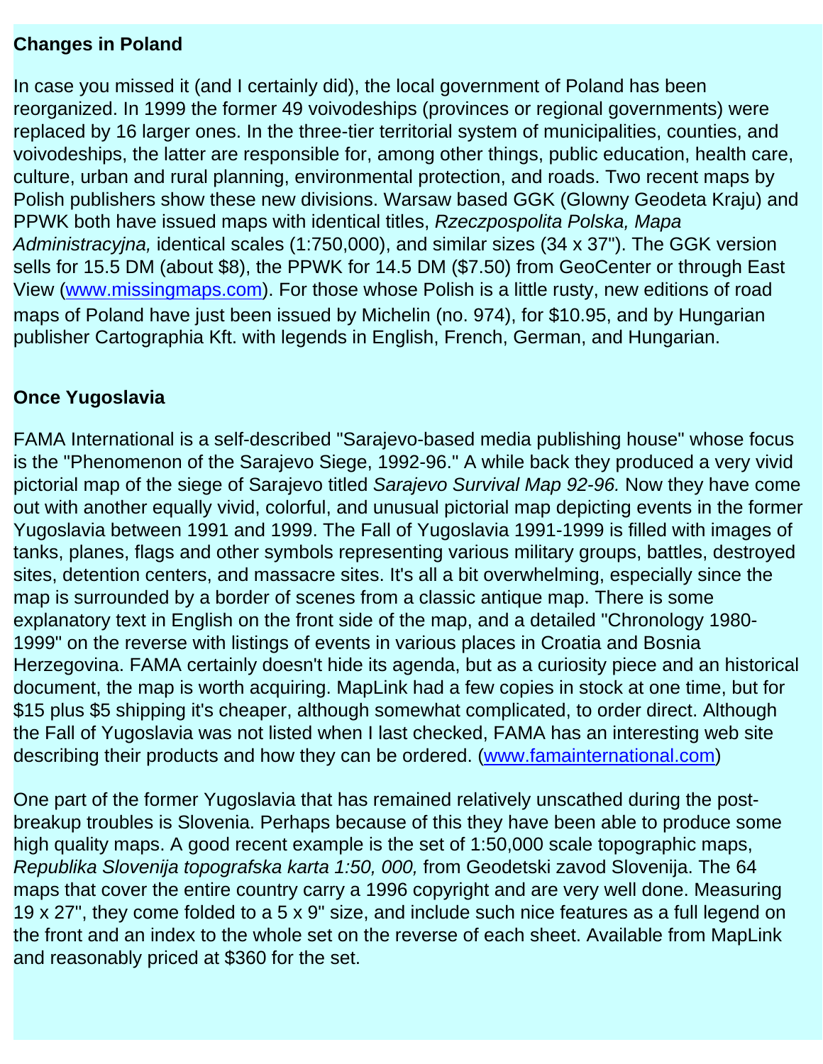**Changes in Poland**

In case you missed it (and I certainly did), the local government of Poland has been reorganized. In 1999 the former 49 voivodeships (provinces or regional governments) were replaced by 16 larger ones. In the three-tier territorial system of municipalities, counties, and voivodeships, the latter are responsible for, among other things, public education, health care, culture, urban and rural planning, environmental protection, and roads. Two recent maps by Polish publishers show these new divisions. Warsaw based GGK (Glowny Geodeta Kraju) and PPWK both have issued maps with identical titles, *Rzeczpospolita Polska, Mapa Administracyjna,* identical scales (1:750,000), and similar sizes (34 x 37"). The GGK version sells for 15.5 DM (about $8), the PPWK for 14.5 DM ($7.50) from GeoCenter or through East View (www.missingmaps.com). For those whose Polish is a little rusty, new editions of road maps of Poland have just been issued by Michelin (no. 974), for $10.95, and by Hungarian publisher Cartographia Kft. with legends in English, French, German, and Hungarian.

**Once Yugoslavia**

FAMA International is a self-described "Sarajevo-based media publishing house" whose focus is the "Phenomenon of the Sarajevo Siege, 1992-96." A while back they produced a very vivid pictorial map of the siege of Sarajevo titled *Sarajevo Survival Map 92-96.* Now they have come out with another equally vivid, colorful, and unusual pictorial map depicting events in the former Yugoslavia between 1991 and 1999. The Fall of Yugoslavia 1991-1999 is filled with images of tanks, planes, flags and other symbols representing various military groups, battles, destroyed sites, detention centers, and massacre sites. It's all a bit overwhelming, especially since the map is surrounded by a border of scenes from a classic antique map. There is some explanatory text in English on the front side of the map, and a detailed "Chronology 1980-1999" on the reverse with listings of events in various places in Croatia and Bosnia Herzegovina. FAMA certainly doesn't hide its agenda, but as a curiosity piece and an historical document, the map is worth acquiring. MapLink had a few copies in stock at one time, but for $15 plus $5 shipping it's cheaper, although somewhat complicated, to order direct. Although the Fall of Yugoslavia was not listed when I last checked, FAMA has an interesting web site describing their products and how they can be ordered. (www.famainternational.com)

One part of the former Yugoslavia that has remained relatively unscathed during the post-breakup troubles is Slovenia. Perhaps because of this they have been able to produce some high quality maps. A good recent example is the set of 1:50,000 scale topographic maps, *Republika Slovenija topografska karta 1:50, 000,* from Geodetski zavod Slovenija. The 64 maps that cover the entire country carry a 1996 copyright and are very well done. Measuring 19 x 27", they come folded to a 5 x 9" size, and include such nice features as a full legend on the front and an index to the whole set on the reverse of each sheet. Available from MapLink and reasonably priced at $360 for the set.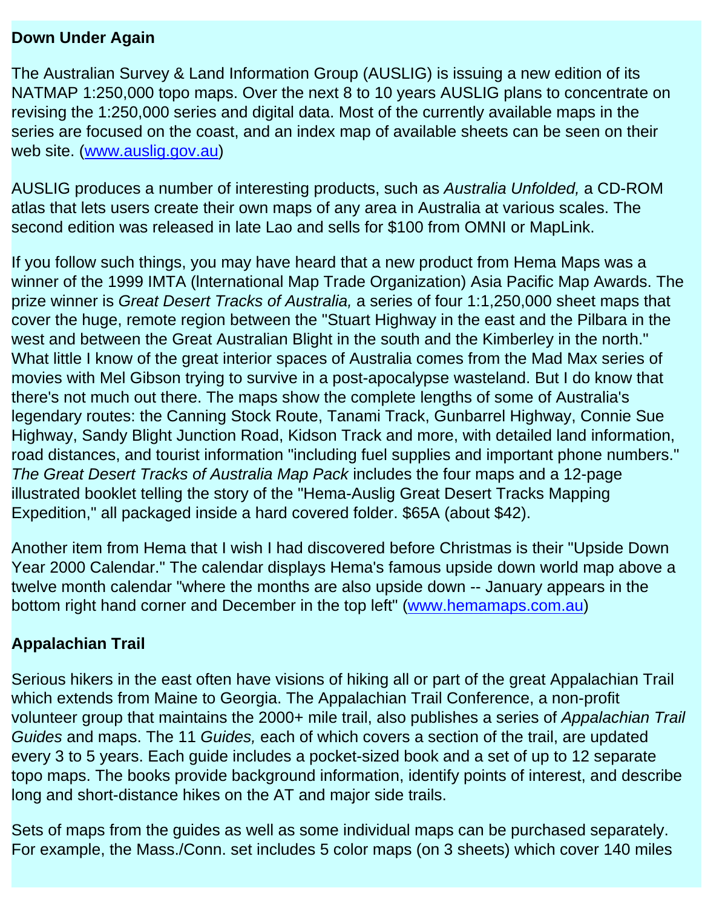**Down Under Again**

The Australian Survey & Land Information Group (AUSLIG) is issuing a new edition of its NATMAP 1:250,000 topo maps. Over the next 8 to 10 years AUSLIG plans to concentrate on revising the 1:250,000 series and digital data. Most of the currently available maps in the series are focused on the coast, and an index map of available sheets can be seen on their web site. ([www.auslig.gov.au](http://www.auslig.gov.au))

AUSLIG produces a number of interesting products, such as *Australia Unfolded,* a CD-ROM atlas that lets users create their own maps of any area in Australia at various scales. The second edition was released in late Lao and sells for $100 from OMNI or MapLink.

If you follow such things, you may have heard that a new product from Hema Maps was a winner of the 1999 IMTA (International Map Trade Organization) Asia Pacific Map Awards. The prize winner is *Great Desert Tracks of Australia,* a series of four 1:1,250,000 sheet maps that cover the huge, remote region between the "Stuart Highway in the east and the Pilbara in the west and between the Great Australian Blight in the south and the Kimberley in the north." What little I know of the great interior spaces of Australia comes from the Mad Max series of movies with Mel Gibson trying to survive in a post-apocalypse wasteland. But I do know that there's not much out there. The maps show the complete lengths of some of Australia's legendary routes: the Canning Stock Route, Tanami Track, Gunbarrel Highway, Connie Sue Highway, Sandy Blight Junction Road, Kidson Track and more, with detailed land information, road distances, and tourist information "including fuel supplies and important phone numbers." *The Great Desert Tracks of Australia Map Pack* includes the four maps and a 12-page illustrated booklet telling the story of the "Hema-Auslig Great Desert Tracks Mapping Expedition," all packaged inside a hard covered folder. $65A (about $42).

Another item from Hema that I wish I had discovered before Christmas is their "Upside Down Year 2000 Calendar." The calendar displays Hema's famous upside down world map above a twelve month calendar "where the months are also upside down -- January appears in the bottom right hand corner and December in the top left" ([www.hemamaps.com.au](http://www.hemamaps.com.au))

**Appalachian Trail**

Serious hikers in the east often have visions of hiking all or part of the great Appalachian Trail which extends from Maine to Georgia. The Appalachian Trail Conference, a non-profit volunteer group that maintains the 2000+ mile trail, also publishes a series of *Appalachian Trail Guides* and maps. The 11 *Guides,* each of which covers a section of the trail, are updated every 3 to 5 years. Each guide includes a pocket-sized book and a set of up to 12 separate topo maps. The books provide background information, identify points of interest, and describe long and short-distance hikes on the AT and major side trails.

Sets of maps from the guides as well as some individual maps can be purchased separately. For example, the Mass./Conn. set includes 5 color maps (on 3 sheets) which cover 140 miles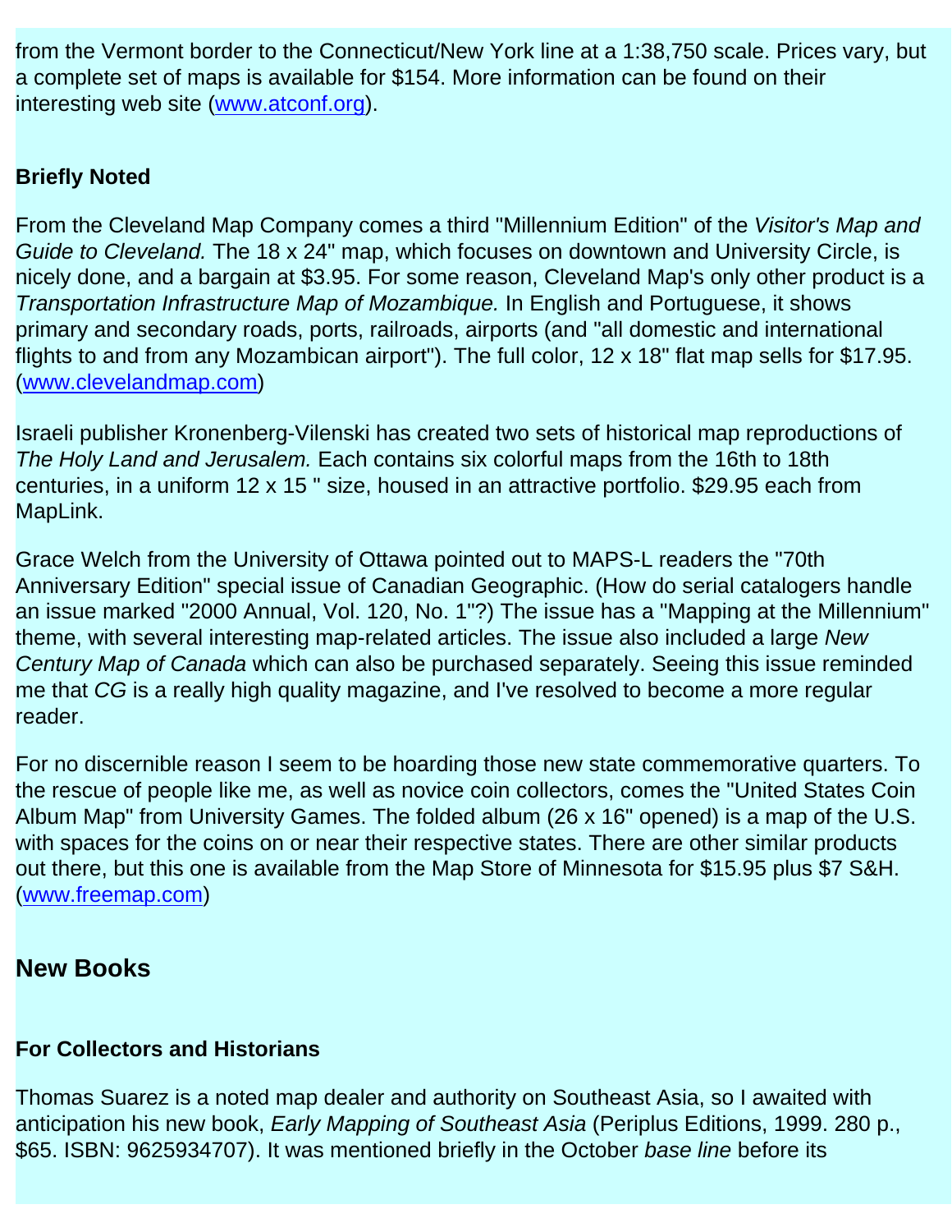from the Vermont border to the Connecticut/New York line at a 1:38,750 scale. Prices vary, but a complete set of maps is available for $154. More information can be found on their interesting web site (www.atconf.org).

### Briefly Noted

From the Cleveland Map Company comes a third "Millennium Edition" of the *Visitor's Map and Guide to Cleveland.* The 18 x 24" map, which focuses on downtown and University Circle, is nicely done, and a bargain at $3.95. For some reason, Cleveland Map's only other product is a *Transportation Infrastructure Map of Mozambique.* In English and Portuguese, it shows primary and secondary roads, ports, railroads, airports (and "all domestic and international flights to and from any Mozambican airport"). The full color, 12 x 18" flat map sells for $17.95. (www.clevelandmap.com)

Israeli publisher Kronenberg-Vilenski has created two sets of historical map reproductions of *The Holy Land and Jerusalem.* Each contains six colorful maps from the 16th to 18th centuries, in a uniform 12 x 15 " size, housed in an attractive portfolio. $29.95 each from MapLink.

Grace Welch from the University of Ottawa pointed out to MAPS-L readers the "70th Anniversary Edition" special issue of Canadian Geographic. (How do serial catalogers handle an issue marked "2000 Annual, Vol. 120, No. 1"?) The issue has a "Mapping at the Millennium" theme, with several interesting map-related articles. The issue also included a large *New Century Map of Canada* which can also be purchased separately. Seeing this issue reminded me that *CG* is a really high quality magazine, and I've resolved to become a more regular reader.

For no discernible reason I seem to be hoarding those new state commemorative quarters. To the rescue of people like me, as well as novice coin collectors, comes the "United States Coin Album Map" from University Games. The folded album (26 x 16" opened) is a map of the U.S. with spaces for the coins on or near their respective states. There are other similar products out there, but this one is available from the Map Store of Minnesota for $15.95 plus $7 S&H. (www.freemap.com)

## New Books

### For Collectors and Historians

Thomas Suarez is a noted map dealer and authority on Southeast Asia, so I awaited with anticipation his new book, *Early Mapping of Southeast Asia* (Periplus Editions, 1999. 280 p., $65. ISBN: 9625934707). It was mentioned briefly in the October *base line* before its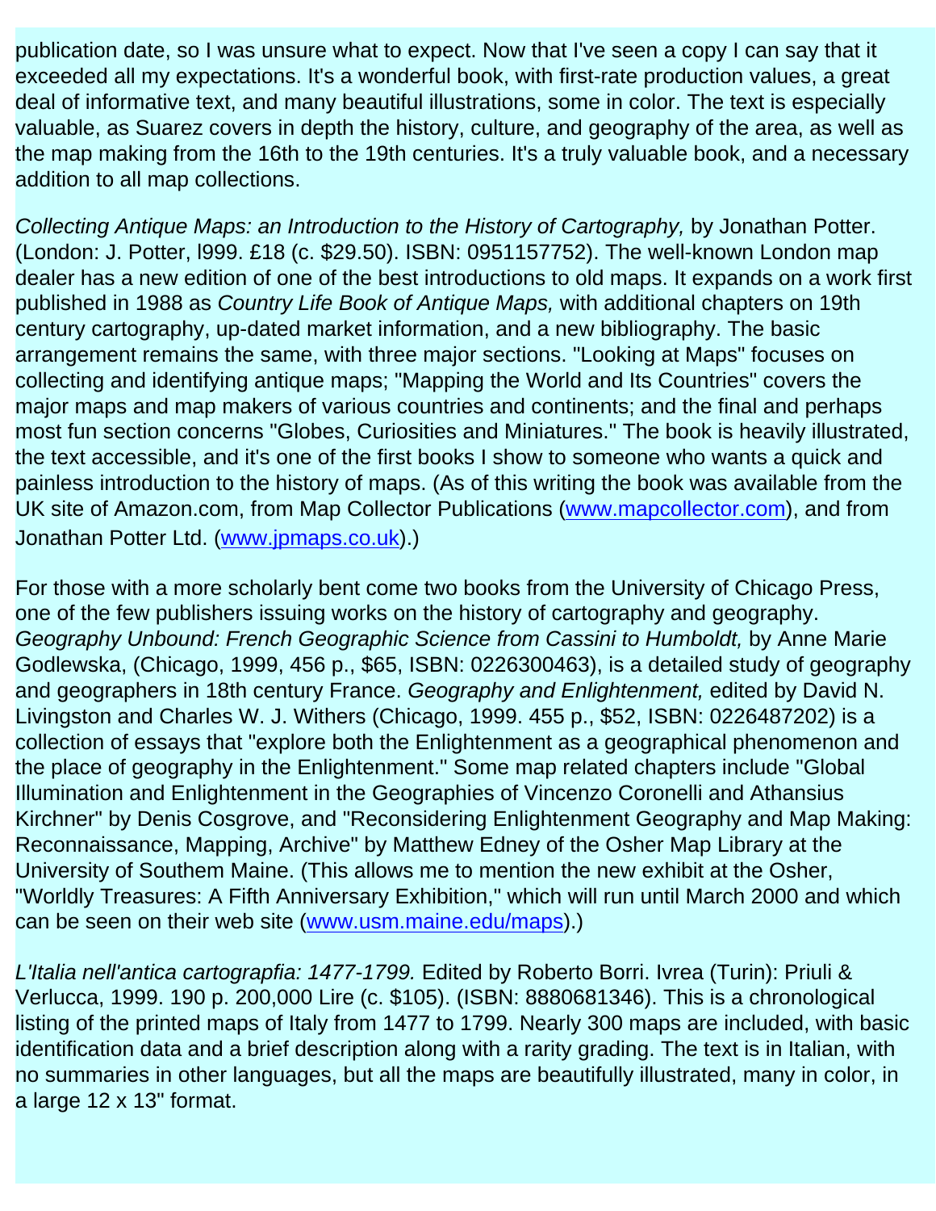publication date, so I was unsure what to expect. Now that I've seen a copy I can say that it exceeded all my expectations. It's a wonderful book, with first-rate production values, a great deal of informative text, and many beautiful illustrations, some in color. The text is especially valuable, as Suarez covers in depth the history, culture, and geography of the area, as well as the map making from the 16th to the 19th centuries. It's a truly valuable book, and a necessary addition to all map collections.

*Collecting Antique Maps: an Introduction to the History of Cartography,* by Jonathan Potter. (London: J. Potter, l999. £18 (c. $29.50). ISBN: 0951157752). The well-known London map dealer has a new edition of one of the best introductions to old maps. It expands on a work first published in 1988 as *Country Life Book of Antique Maps,* with additional chapters on 19th century cartography, up-dated market information, and a new bibliography. The basic arrangement remains the same, with three major sections. "Looking at Maps" focuses on collecting and identifying antique maps; "Mapping the World and Its Countries" covers the major maps and map makers of various countries and continents; and the final and perhaps most fun section concerns "Globes, Curiosities and Miniatures." The book is heavily illustrated, the text accessible, and it's one of the first books I show to someone who wants a quick and painless introduction to the history of maps. (As of this writing the book was available from the UK site of Amazon.com, from Map Collector Publications (www.mapcollector.com), and from Jonathan Potter Ltd. (www.jpmaps.co.uk).)

For those with a more scholarly bent come two books from the University of Chicago Press, one of the few publishers issuing works on the history of cartography and geography. *Geography Unbound: French Geographic Science from Cassini to Humboldt,* by Anne Marie Godlewska, (Chicago, 1999, 456 p., $65, ISBN: 0226300463), is a detailed study of geography and geographers in 18th century France. *Geography and Enlightenment,* edited by David N. Livingston and Charles W. J. Withers (Chicago, 1999. 455 p., $52, ISBN: 0226487202) is a collection of essays that "explore both the Enlightenment as a geographical phenomenon and the place of geography in the Enlightenment." Some map related chapters include "Global Illumination and Enlightenment in the Geographies of Vincenzo Coronelli and Athansius Kirchner" by Denis Cosgrove, and "Reconsidering Enlightenment Geography and Map Making: Reconnaissance, Mapping, Archive" by Matthew Edney of the Osher Map Library at the University of Southem Maine. (This allows me to mention the new exhibit at the Osher, "Worldly Treasures: A Fifth Anniversary Exhibition," which will run until March 2000 and which can be seen on their web site (www.usm.maine.edu/maps).)

*L'Italia nell'antica cartograpfia: 1477-1799.* Edited by Roberto Borri. Ivrea (Turin): Priuli & Verlucca, 1999. 190 p. 200,000 Lire (c. $105). (ISBN: 8880681346). This is a chronological listing of the printed maps of Italy from 1477 to 1799. Nearly 300 maps are included, with basic identification data and a brief description along with a rarity grading. The text is in Italian, with no summaries in other languages, but all the maps are beautifully illustrated, many in color, in a large 12 x 13" format.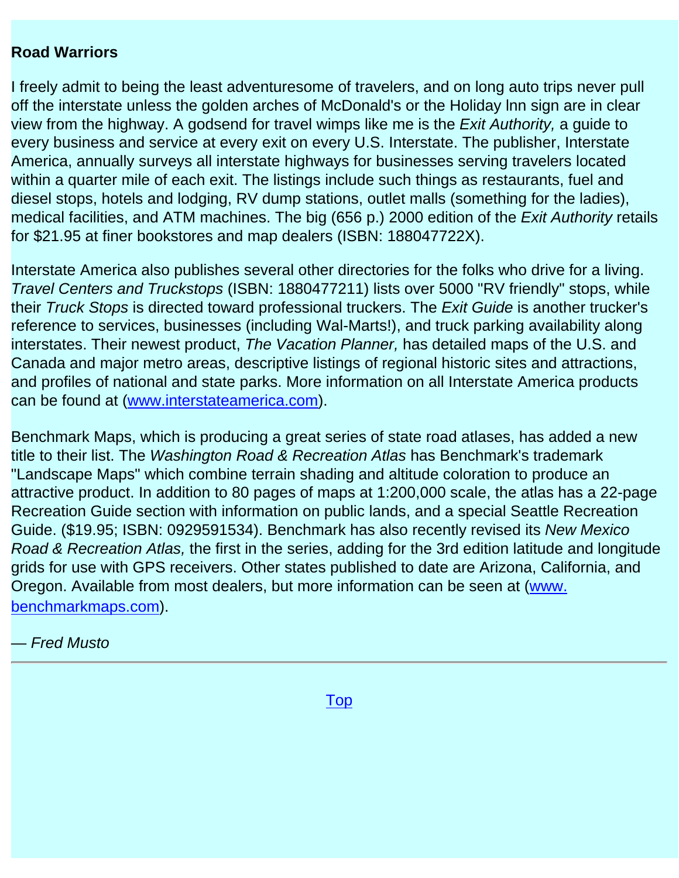**Road Warriors**

I freely admit to being the least adventuresome of travelers, and on long auto trips never pull off the interstate unless the golden arches of McDonald's or the Holiday lnn sign are in clear view from the highway. A godsend for travel wimps like me is the *Exit Authority,* a guide to every business and service at every exit on every U.S. Interstate. The publisher, Interstate America, annually surveys all interstate highways for businesses serving travelers located within a quarter mile of each exit. The listings include such things as restaurants, fuel and diesel stops, hotels and lodging, RV dump stations, outlet malls (something for the ladies), medical facilities, and ATM machines. The big (656 p.) 2000 edition of the *Exit Authority* retails for $21.95 at finer bookstores and map dealers (ISBN: 188047722X).

Interstate America also publishes several other directories for the folks who drive for a living. *Travel Centers and Truckstops* (ISBN: 1880477211) lists over 5000 "RV friendly" stops, while their *Truck Stops* is directed toward professional truckers. The *Exit Guide* is another trucker's reference to services, businesses (including Wal-Marts!), and truck parking availability along interstates. Their newest product, *The Vacation Planner,* has detailed maps of the U.S. and Canada and major metro areas, descriptive listings of regional historic sites and attractions, and profiles of national and state parks. More information on all Interstate America products can be found at (www.interstateamerica.com).

Benchmark Maps, which is producing a great series of state road atlases, has added a new title to their list. The *Washington Road & Recreation Atlas* has Benchmark's trademark "Landscape Maps" which combine terrain shading and altitude coloration to produce an attractive product. In addition to 80 pages of maps at 1:200,000 scale, the atlas has a 22-page Recreation Guide section with information on public lands, and a special Seattle Recreation Guide. ($19.95; ISBN: 0929591534). Benchmark has also recently revised its *New Mexico Road & Recreation Atlas,* the first in the series, adding for the 3rd edition latitude and longitude grids for use with GPS receivers. Other states published to date are Arizona, California, and Oregon. Available from most dealers, but more information can be seen at (www.benchmarkmaps.com).

— *Fred Musto*

---

Top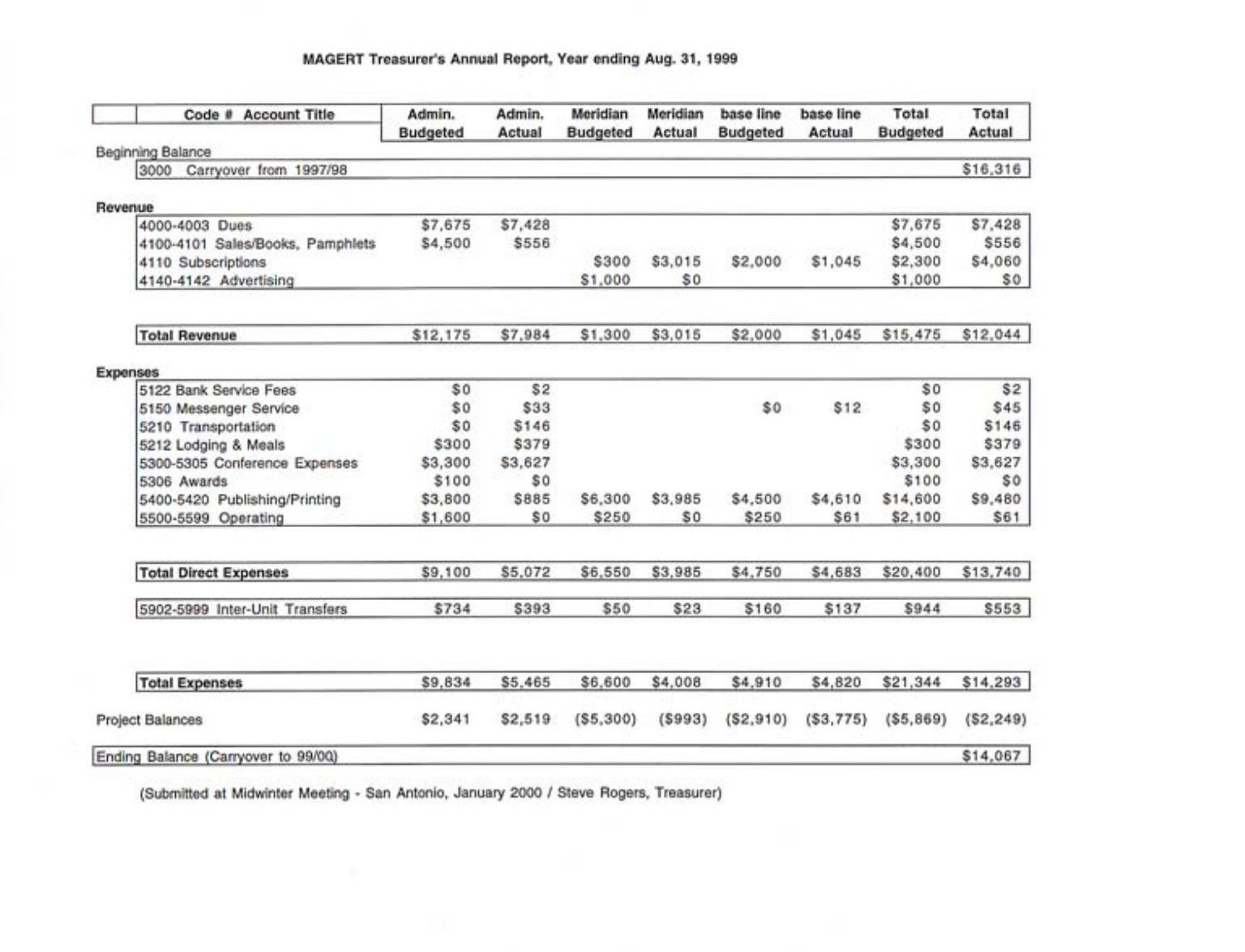# MAGERT Treasurer's Annual Report, Year ending Aug. 31, 1999

| Code # Account Title | Admin. Budgeted | Admin. Actual | Meridian Budgeted | Meridian Actual | base line Budgeted | base line Actual | Total Budgeted | Total Actual |
|---|---|---|---|---|---|---|---|---|
| **Beginning Balance** | | | | | | | | |
| 3000 Carryover from 1997/98 | | | | | | | | $16,316 |
| **Revenue** | | | | | | | | |
| 4000-4003 Dues | $7,675 | $7,428 | | | | | $7,675 | $7,428 |
| 4100-4101 Sales/Books, Pamphlets | $4,500 | $556 | | | | | $4,500 | $556 |
| 4110 Subscriptions | | | $300 | $3,015 | $2,000 | $1,045 | $2,300 | $4,060 |
| 4140-4142 Advertising | | | $1,000 | $0 | | | $1,000 | $0 |
| **Total Revenue** | $12,175 | $7,984 | $1,300 | $3,015 | $2,000 | $1,045 | $15,475 | $12,044 |
| **Expenses** | | | | | | | | |
| 5122 Bank Service Fees | $0 | $2 | | | | | $0 | $2 |
| 5150 Messenger Service | $0 | $33 | | | $0 | $12 | $0 | $45 |
| 5210 Transportation | $0 | $146 | | | | | $0 | $146 |
| 5212 Lodging & Meals | $300 | $379 | | | | | $300 | $379 |
| 5300-5305 Conference Expenses | $3,300 | $3,627 | | | | | $3,300 | $3,627 |
| 5306 Awards | $100 | $0 | | | | | $100 | $0 |
| 5400-5420 Publishing/Printing | $3,800 | $885 | $6,300 | $3,985 | $4,500 | $4,610 | $14,600 | $9,480 |
| 5500-5599 Operating | $1,600 | $0 | $250 | $0 | $250 | $61 | $2,100 | $61 |
| **Total Direct Expenses** | $9,100 | $5,072 | $6,550 | $3,985 | $4,750 | $4,683 | $20,400 | $13,740 |
| 5902-5999 Inter-Unit Transfers | $734 | $393 | $50 | $23 | $160 | $137 | $944 | $553 |
| **Total Expenses** | $9,834 | $5,465 | $6,600 | $4,008 | $4,910 | $4,820 | $21,344 | $14,293 |
| Project Balances | $2,341 | $2,519 | ($5,300) | ($993) | ($2,910) | ($3,775) | ($5,869) | ($2,249) |
| Ending Balance (Carryover to 99/00) | | | | | | | | $14,067 |

(Submitted at Midwinter Meeting - San Antonio, January 2000 / Steve Rogers, Treasurer)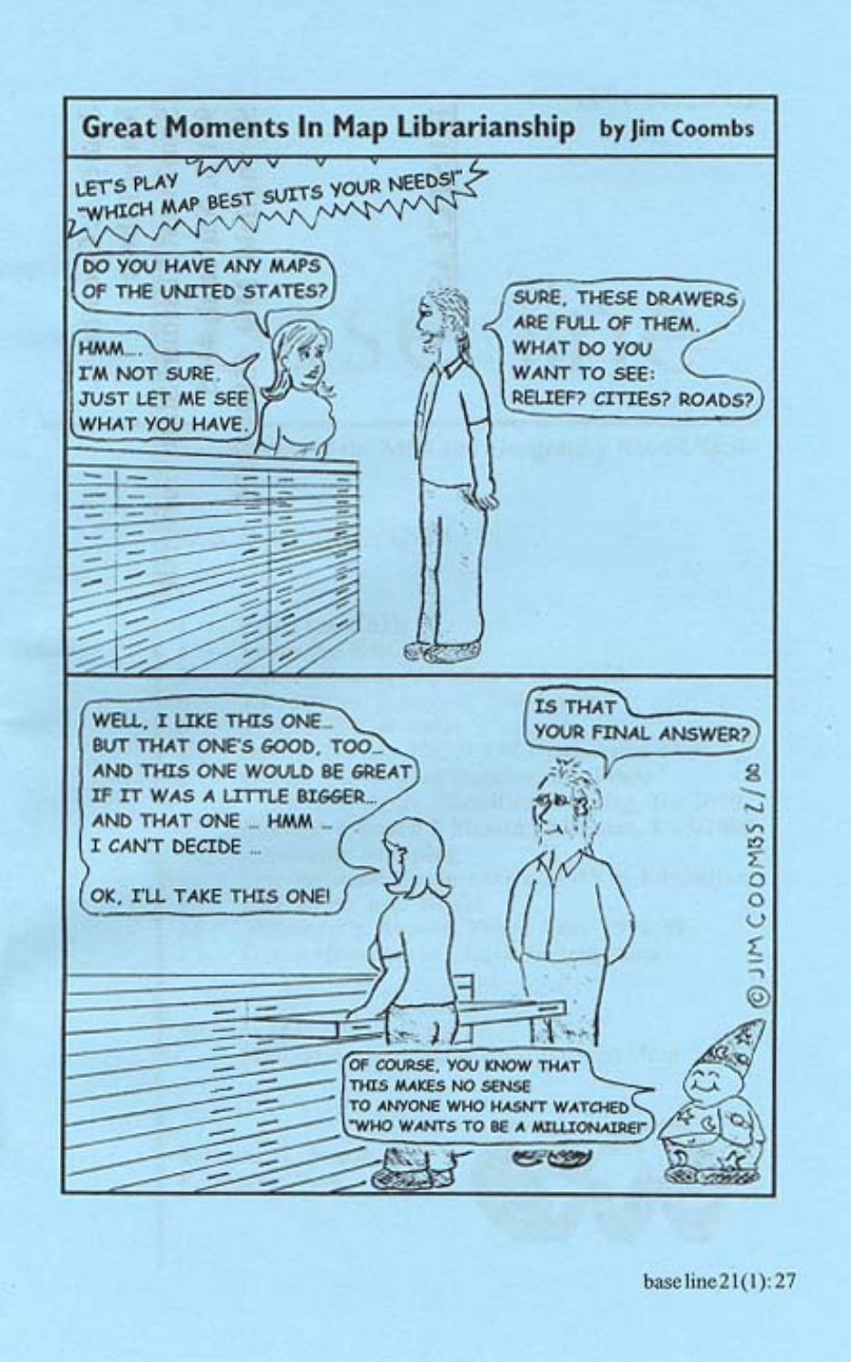## Great Moments In Map Librarianship by Jim Coombs

LET'S PLAY "WHICH MAP BEST SUITS YOUR NEEDS!"

DO YOU HAVE ANY MAPS OF THE UNITED STATES?

SURE, THESE DRAWERS ARE FULL OF THEM. WHAT DO YOU WANT TO SEE: RELIEF? CITIES? ROADS?

HMM... I'M NOT SURE. JUST LET ME SEE WHAT YOU HAVE.

WELL, I LIKE THIS ONE... BUT THAT ONE'S GOOD, TOO... AND THIS ONE WOULD BE GREAT IF IT WAS A LITTLE BIGGER... AND THAT ONE ... HMM ... I CAN'T DECIDE ...

OK, I'LL TAKE THIS ONE!

IS THAT YOUR FINAL ANSWER?

OF COURSE, YOU KNOW THAT THIS MAKES NO SENSE TO ANYONE WHO HASN'T WATCHED "WHO WANTS TO BE A MILLIONAIRE!"

©JIM COOMBS 2/00